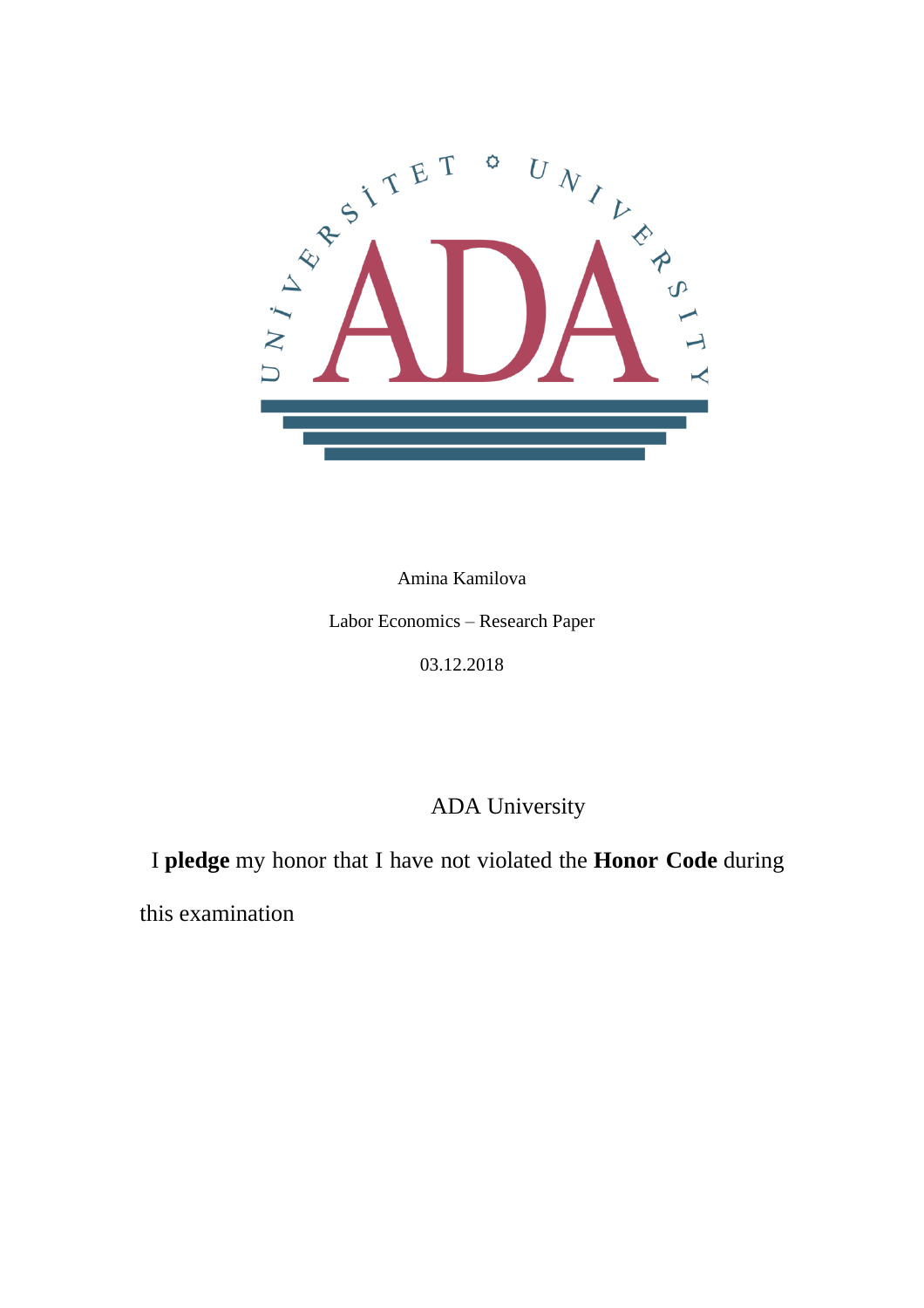Amina Kamilova

Labor Economics – Research Paper

03.12.2018

ADA University

I **pledge** my honor that I have not violated the **Honor Code** during this examination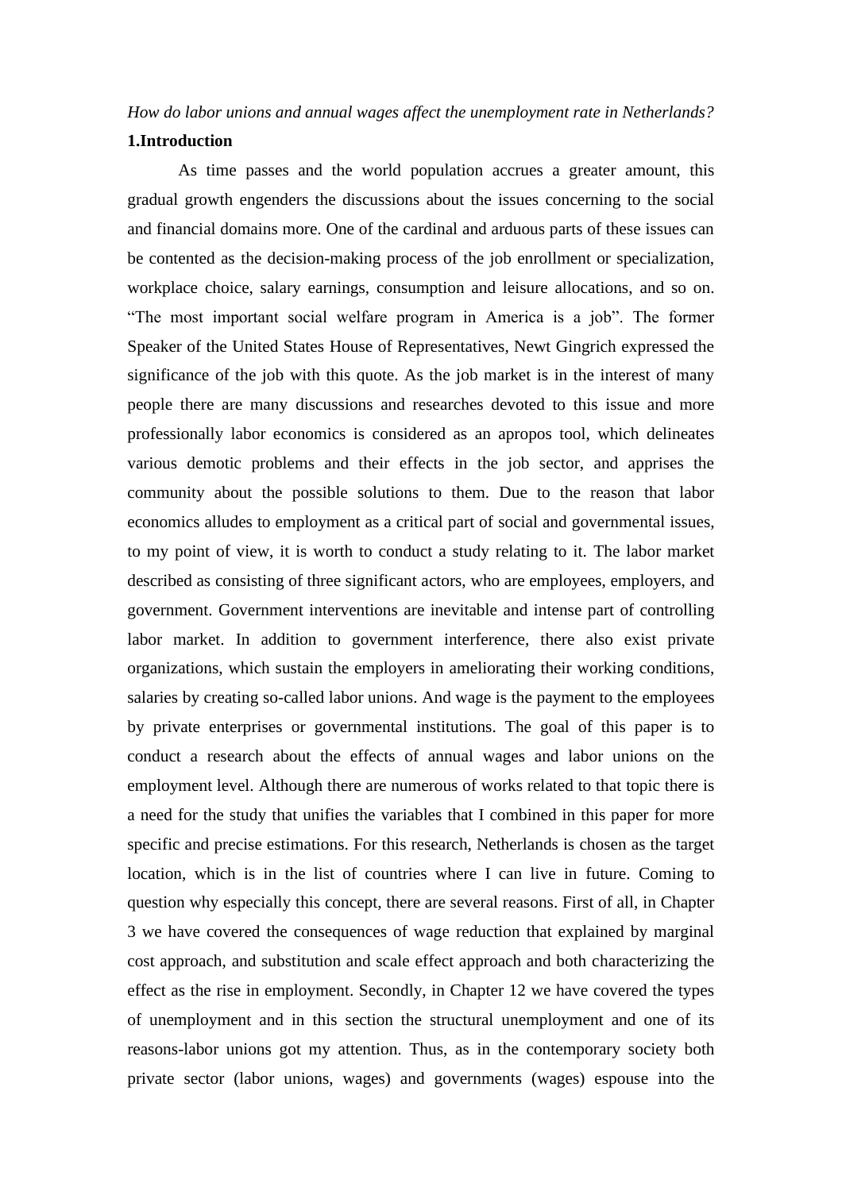*How do labor unions and annual wages affect the unemployment rate in Netherlands?*

## 1.Introduction

As time passes and the world population accrues a greater amount, this gradual growth engenders the discussions about the issues concerning to the social and financial domains more. One of the cardinal and arduous parts of these issues can be contented as the decision-making process of the job enrollment or specialization, workplace choice, salary earnings, consumption and leisure allocations, and so on. "The most important social welfare program in America is a job". The former Speaker of the United States House of Representatives, Newt Gingrich expressed the significance of the job with this quote. As the job market is in the interest of many people there are many discussions and researches devoted to this issue and more professionally labor economics is considered as an apropos tool, which delineates various demotic problems and their effects in the job sector, and apprises the community about the possible solutions to them. Due to the reason that labor economics alludes to employment as a critical part of social and governmental issues, to my point of view, it is worth to conduct a study relating to it. The labor market described as consisting of three significant actors, who are employees, employers, and government. Government interventions are inevitable and intense part of controlling labor market. In addition to government interference, there also exist private organizations, which sustain the employers in ameliorating their working conditions, salaries by creating so-called labor unions. And wage is the payment to the employees by private enterprises or governmental institutions. The goal of this paper is to conduct a research about the effects of annual wages and labor unions on the employment level. Although there are numerous of works related to that topic there is a need for the study that unifies the variables that I combined in this paper for more specific and precise estimations. For this research, Netherlands is chosen as the target location, which is in the list of countries where I can live in future. Coming to question why especially this concept, there are several reasons. First of all, in Chapter 3 we have covered the consequences of wage reduction that explained by marginal cost approach, and substitution and scale effect approach and both characterizing the effect as the rise in employment. Secondly, in Chapter 12 we have covered the types of unemployment and in this section the structural unemployment and one of its reasons-labor unions got my attention. Thus, as in the contemporary society both private sector (labor unions, wages) and governments (wages) espouse into the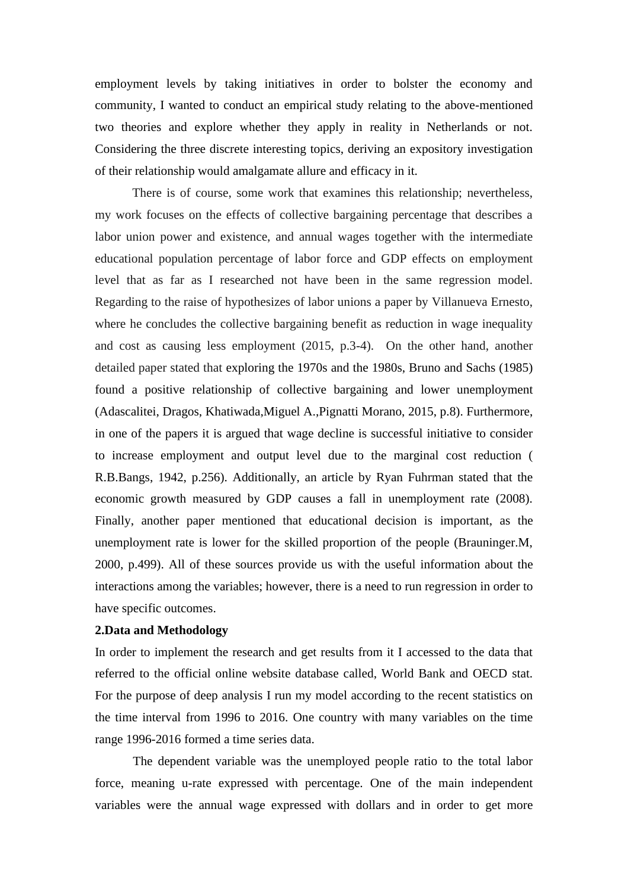employment levels by taking initiatives in order to bolster the economy and community, I wanted to conduct an empirical study relating to the above-mentioned two theories and explore whether they apply in reality in Netherlands or not. Considering the three discrete interesting topics, deriving an expository investigation of their relationship would amalgamate allure and efficacy in it.

There is of course, some work that examines this relationship; nevertheless, my work focuses on the effects of collective bargaining percentage that describes a labor union power and existence, and annual wages together with the intermediate educational population percentage of labor force and GDP effects on employment level that as far as I researched not have been in the same regression model. Regarding to the raise of hypothesizes of labor unions a paper by Villanueva Ernesto, where he concludes the collective bargaining benefit as reduction in wage inequality and cost as causing less employment (2015, p.3-4). On the other hand, another detailed paper stated that exploring the 1970s and the 1980s, Bruno and Sachs (1985) found a positive relationship of collective bargaining and lower unemployment (Adascalitei, Dragos, Khatiwada,Miguel A.,Pignatti Morano, 2015, p.8). Furthermore, in one of the papers it is argued that wage decline is successful initiative to consider to increase employment and output level due to the marginal cost reduction ( R.B.Bangs, 1942, p.256). Additionally, an article by Ryan Fuhrman stated that the economic growth measured by GDP causes a fall in unemployment rate (2008). Finally, another paper mentioned that educational decision is important, as the unemployment rate is lower for the skilled proportion of the people (Brauninger.M, 2000, p.499). All of these sources provide us with the useful information about the interactions among the variables; however, there is a need to run regression in order to have specific outcomes.

**2.Data and Methodology**

In order to implement the research and get results from it I accessed to the data that referred to the official online website database called, World Bank and OECD stat. For the purpose of deep analysis I run my model according to the recent statistics on the time interval from 1996 to 2016. One country with many variables on the time range 1996-2016 formed a time series data.

The dependent variable was the unemployed people ratio to the total labor force, meaning u-rate expressed with percentage. One of the main independent variables were the annual wage expressed with dollars and in order to get more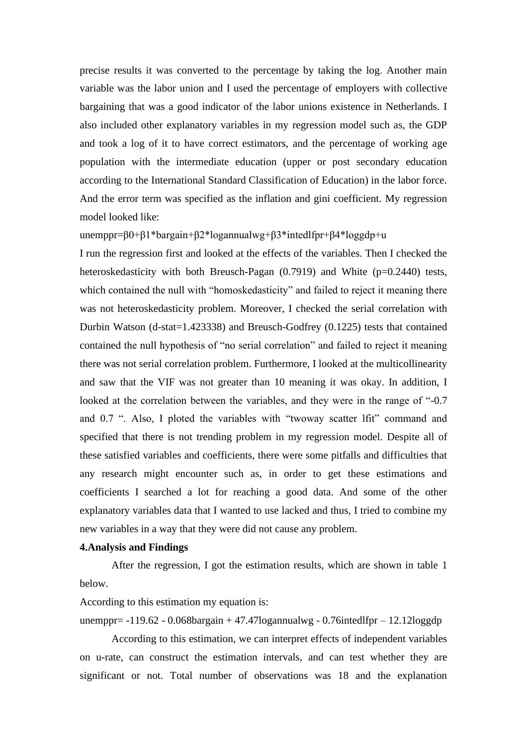precise results it was converted to the percentage by taking the log. Another main variable was the labor union and I used the percentage of employers with collective bargaining that was a good indicator of the labor unions existence in Netherlands. I also included other explanatory variables in my regression model such as, the GDP and took a log of it to have correct estimators, and the percentage of working age population with the intermediate education (upper or post secondary education according to the International Standard Classification of Education) in the labor force. And the error term was specified as the inflation and gini coefficient. My regression model looked like:

$unemppr=\beta_0+\beta_1*bargain+\beta_2*logannualwg+\beta_3*intedlfpr+\beta_4*loggdp+u$

I run the regression first and looked at the effects of the variables. Then I checked the heteroskedasticity with both Breusch-Pagan (0.7919) and White (p=0.2440) tests, which contained the null with "homoskedasticity" and failed to reject it meaning there was not heteroskedasticity problem. Moreover, I checked the serial correlation with Durbin Watson (d-stat=1.423338) and Breusch-Godfrey (0.1225) tests that contained contained the null hypothesis of "no serial correlation" and failed to reject it meaning there was not serial correlation problem. Furthermore, I looked at the multicollinearity and saw that the VIF was not greater than 10 meaning it was okay. In addition, I looked at the correlation between the variables, and they were in the range of "-0.7 and 0.7 ". Also, I ploted the variables with "twoway scatter lfit" command and specified that there is not trending problem in my regression model. Despite all of these satisfied variables and coefficients, there were some pitfalls and difficulties that any research might encounter such as, in order to get these estimations and coefficients I searched a lot for reaching a good data. And some of the other explanatory variables data that I wanted to use lacked and thus, I tried to combine my new variables in a way that they were did not cause any problem.

**4.Analysis and Findings**

After the regression, I got the estimation results, which are shown in table 1 below.

According to this estimation my equation is:

$unemppr= -119.62 - 0.068bargain + 47.47logannualwg - 0.76intedlfpr – 12.12loggdp$

According to this estimation, we can interpret effects of independent variables on u-rate, can construct the estimation intervals, and can test whether they are significant or not. Total number of observations was 18 and the explanation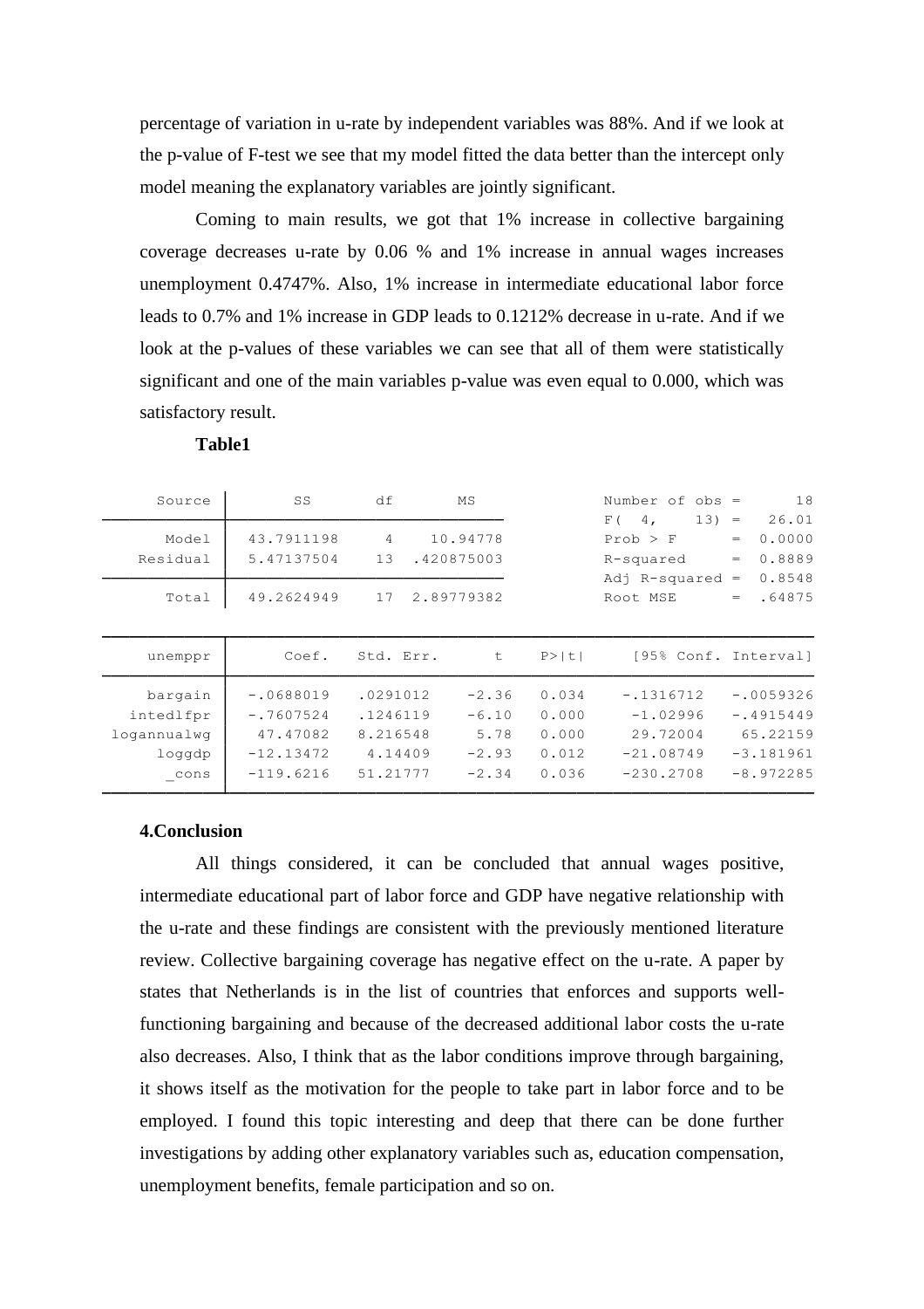percentage of variation in u-rate by independent variables was 88%. And if we look at the p-value of F-test we see that my model fitted the data better than the intercept only model meaning the explanatory variables are jointly significant.

Coming to main results, we got that 1% increase in collective bargaining coverage decreases u-rate by 0.06 % and 1% increase in annual wages increases unemployment 0.4747%. Also, 1% increase in intermediate educational labor force leads to 0.7% and 1% increase in GDP leads to 0.1212% decrease in u-rate. And if we look at the p-values of these variables we can see that all of them were statistically significant and one of the main variables p-value was even equal to 0.000, which was satisfactory result.

**Table1**

| Source | SS | df | MS |
|---|---|---|---|
| Model | 43.7911198 | 4 | 10.94778 |
| Residual | 5.47137504 | 13 | .420875003 |
| Total | 49.2624949 | 17 | 2.89779382 |

| | |
|---|---|
| Number of obs | = 18 |
| F( 4, 13) | = 26.01 |
| Prob > F | = 0.0000 |
| R-squared | = 0.8889 |
| Adj R-squared | = 0.8548 |
| Root MSE | = .64875 |

| unemppr | Coef. | Std. Err. | t | P>\|t\| | [95% Conf. Interval] | |
|---|---|---|---|---|---|---|
| bargain | -.0688019 | .0291012 | -2.36 | 0.034 | -.1316712 | -.0059326 |
| intedlfpr | -.7607524 | .1246119 | -6.10 | 0.000 | -1.02996 | -.4915449 |
| logannualwg | 47.47082 | 8.216548 | 5.78 | 0.000 | 29.72004 | 65.22159 |
| loggdp | -12.13472 | 4.14409 | -2.93 | 0.012 | -21.08749 | -3.181961 |
| _cons | -119.6216 | 51.21777 | -2.34 | 0.036 | -230.2708 | -8.972285 |

**4.Conclusion**

All things considered, it can be concluded that annual wages positive, intermediate educational part of labor force and GDP have negative relationship with the u-rate and these findings are consistent with the previously mentioned literature review. Collective bargaining coverage has negative effect on the u-rate. A paper by states that Netherlands is in the list of countries that enforces and supports well-functioning bargaining and because of the decreased additional labor costs the u-rate also decreases. Also, I think that as the labor conditions improve through bargaining, it shows itself as the motivation for the people to take part in labor force and to be employed. I found this topic interesting and deep that there can be done further investigations by adding other explanatory variables such as, education compensation, unemployment benefits, female participation and so on.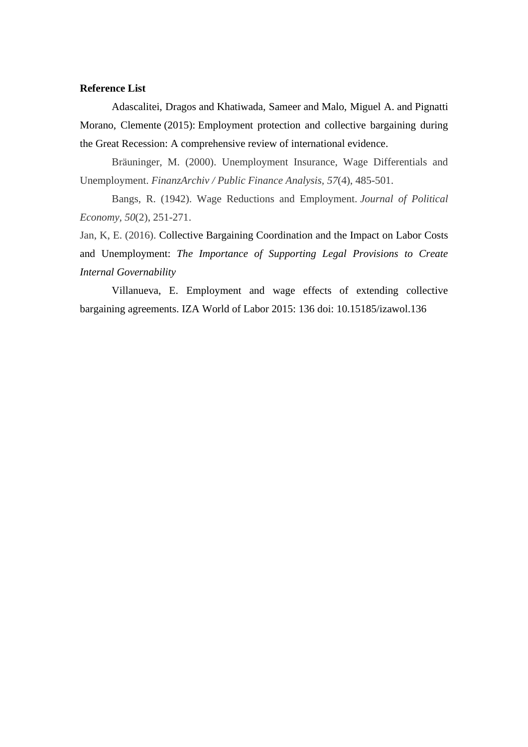**Reference List**

Adascalitei, Dragos and Khatiwada, Sameer and Malo, Miguel A. and Pignatti Morano, Clemente (2015): Employment protection and collective bargaining during the Great Recession: A comprehensive review of international evidence.

Bräuninger, M. (2000). Unemployment Insurance, Wage Differentials and Unemployment. *FinanzArchiv / Public Finance Analysis, 57*(4), 485-501.

Bangs, R. (1942). Wage Reductions and Employment. *Journal of Political Economy*, *50*(2), 251-271.

Jan, K, E. (2016). Collective Bargaining Coordination and the Impact on Labor Costs and Unemployment: *The Importance of Supporting Legal Provisions to Create Internal Governability*

Villanueva, E. Employment and wage effects of extending collective bargaining agreements. IZA World of Labor 2015: 136 doi: 10.15185/izawol.136